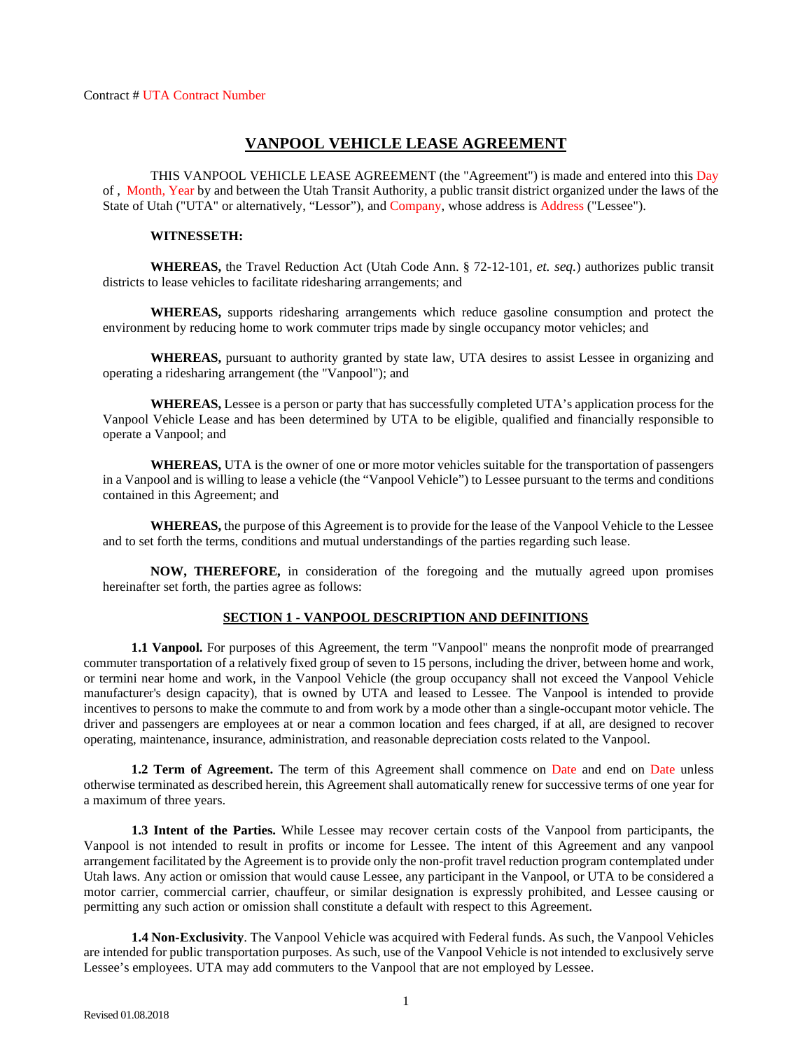Contract # UTA Contract Number

# VANPOOL VEHICLE LEASE AGREEMENT

THIS VANPOOL VEHICLE LEASE AGREEMENT (the "Agreement") is made and entered into this Day of , Month, Year by and between the Utah Transit Authority, a public transit district organized under the laws of the State of Utah ("UTA" or alternatively, "Lessor"), and Company, whose address is Address ("Lessee").

**WITNESSETH:**

**WHEREAS,** the Travel Reduction Act (Utah Code Ann. § 72-12-101, *et. seq.*) authorizes public transit districts to lease vehicles to facilitate ridesharing arrangements; and

**WHEREAS,** supports ridesharing arrangements which reduce gasoline consumption and protect the environment by reducing home to work commuter trips made by single occupancy motor vehicles; and

**WHEREAS,** pursuant to authority granted by state law, UTA desires to assist Lessee in organizing and operating a ridesharing arrangement (the "Vanpool"); and

**WHEREAS,** Lessee is a person or party that has successfully completed UTA's application process for the Vanpool Vehicle Lease and has been determined by UTA to be eligible, qualified and financially responsible to operate a Vanpool; and

**WHEREAS,** UTA is the owner of one or more motor vehicles suitable for the transportation of passengers in a Vanpool and is willing to lease a vehicle (the "Vanpool Vehicle") to Lessee pursuant to the terms and conditions contained in this Agreement; and

**WHEREAS,** the purpose of this Agreement is to provide for the lease of the Vanpool Vehicle to the Lessee and to set forth the terms, conditions and mutual understandings of the parties regarding such lease.

**NOW, THEREFORE,** in consideration of the foregoing and the mutually agreed upon promises hereinafter set forth, the parties agree as follows:

## SECTION 1 - VANPOOL DESCRIPTION AND DEFINITIONS

**1.1 Vanpool.** For purposes of this Agreement, the term "Vanpool" means the nonprofit mode of prearranged commuter transportation of a relatively fixed group of seven to 15 persons, including the driver, between home and work, or termini near home and work, in the Vanpool Vehicle (the group occupancy shall not exceed the Vanpool Vehicle manufacturer's design capacity), that is owned by UTA and leased to Lessee. The Vanpool is intended to provide incentives to persons to make the commute to and from work by a mode other than a single-occupant motor vehicle. The driver and passengers are employees at or near a common location and fees charged, if at all, are designed to recover operating, maintenance, insurance, administration, and reasonable depreciation costs related to the Vanpool.

**1.2 Term of Agreement.** The term of this Agreement shall commence on Date and end on Date unless otherwise terminated as described herein, this Agreement shall automatically renew for successive terms of one year for a maximum of three years.

**1.3 Intent of the Parties.** While Lessee may recover certain costs of the Vanpool from participants, the Vanpool is not intended to result in profits or income for Lessee. The intent of this Agreement and any vanpool arrangement facilitated by the Agreement is to provide only the non-profit travel reduction program contemplated under Utah laws. Any action or omission that would cause Lessee, any participant in the Vanpool, or UTA to be considered a motor carrier, commercial carrier, chauffeur, or similar designation is expressly prohibited, and Lessee causing or permitting any such action or omission shall constitute a default with respect to this Agreement.

**1.4 Non-Exclusivity**. The Vanpool Vehicle was acquired with Federal funds. As such, the Vanpool Vehicles are intended for public transportation purposes. As such, use of the Vanpool Vehicle is not intended to exclusively serve Lessee's employees. UTA may add commuters to the Vanpool that are not employed by Lessee.

Revised 01.08.2018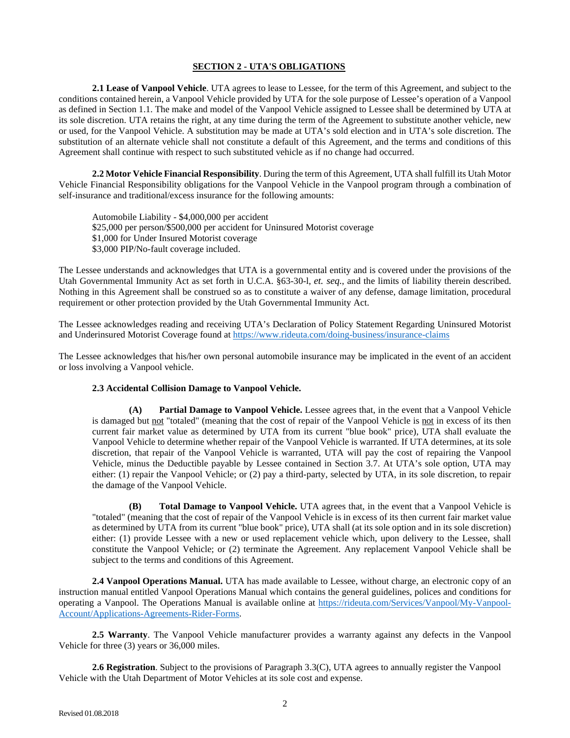## SECTION 2 - UTA'S OBLIGATIONS

**2.1 Lease of Vanpool Vehicle**. UTA agrees to lease to Lessee, for the term of this Agreement, and subject to the conditions contained herein, a Vanpool Vehicle provided by UTA for the sole purpose of Lessee's operation of a Vanpool as defined in Section 1.1. The make and model of the Vanpool Vehicle assigned to Lessee shall be determined by UTA at its sole discretion. UTA retains the right, at any time during the term of the Agreement to substitute another vehicle, new or used, for the Vanpool Vehicle. A substitution may be made at UTA's sold election and in UTA's sole discretion. The substitution of an alternate vehicle shall not constitute a default of this Agreement, and the terms and conditions of this Agreement shall continue with respect to such substituted vehicle as if no change had occurred.

**2.2 Motor Vehicle Financial Responsibility**. During the term of this Agreement, UTA shall fulfill its Utah Motor Vehicle Financial Responsibility obligations for the Vanpool Vehicle in the Vanpool program through a combination of self-insurance and traditional/excess insurance for the following amounts:

Automobile Liability - $4,000,000 per accident
$25,000 per person/$500,000 per accident for Uninsured Motorist coverage
$1,000 for Under Insured Motorist coverage
$3,000 PIP/No-fault coverage included.

The Lessee understands and acknowledges that UTA is a governmental entity and is covered under the provisions of the Utah Governmental Immunity Act as set forth in U.C.A. §63-30-l, *et. seq.*, and the limits of liability therein described. Nothing in this Agreement shall be construed so as to constitute a waiver of any defense, damage limitation, procedural requirement or other protection provided by the Utah Governmental Immunity Act.

The Lessee acknowledges reading and receiving UTA's Declaration of Policy Statement Regarding Uninsured Motorist and Underinsured Motorist Coverage found at https://www.rideuta.com/doing-business/insurance-claims

The Lessee acknowledges that his/her own personal automobile insurance may be implicated in the event of an accident or loss involving a Vanpool vehicle.

**2.3 Accidental Collision Damage to Vanpool Vehicle.**

**(A) Partial Damage to Vanpool Vehicle.** Lessee agrees that, in the event that a Vanpool Vehicle is damaged but not "totaled" (meaning that the cost of repair of the Vanpool Vehicle is not in excess of its then current fair market value as determined by UTA from its current "blue book" price), UTA shall evaluate the Vanpool Vehicle to determine whether repair of the Vanpool Vehicle is warranted. If UTA determines, at its sole discretion, that repair of the Vanpool Vehicle is warranted, UTA will pay the cost of repairing the Vanpool Vehicle, minus the Deductible payable by Lessee contained in Section 3.7. At UTA's sole option, UTA may either: (1) repair the Vanpool Vehicle; or (2) pay a third-party, selected by UTA, in its sole discretion, to repair the damage of the Vanpool Vehicle.

**(B) Total Damage to Vanpool Vehicle.** UTA agrees that, in the event that a Vanpool Vehicle is "totaled" (meaning that the cost of repair of the Vanpool Vehicle is in excess of its then current fair market value as determined by UTA from its current "blue book" price), UTA shall (at its sole option and in its sole discretion) either: (1) provide Lessee with a new or used replacement vehicle which, upon delivery to the Lessee, shall constitute the Vanpool Vehicle; or (2) terminate the Agreement. Any replacement Vanpool Vehicle shall be subject to the terms and conditions of this Agreement.

**2.4 Vanpool Operations Manual.** UTA has made available to Lessee, without charge, an electronic copy of an instruction manual entitled Vanpool Operations Manual which contains the general guidelines, polices and conditions for operating a Vanpool. The Operations Manual is available online at https://rideuta.com/Services/Vanpool/My-Vanpool-Account/Applications-Agreements-Rider-Forms.

**2.5 Warranty**. The Vanpool Vehicle manufacturer provides a warranty against any defects in the Vanpool Vehicle for three (3) years or 36,000 miles.

**2.6 Registration**. Subject to the provisions of Paragraph 3.3(C), UTA agrees to annually register the Vanpool Vehicle with the Utah Department of Motor Vehicles at its sole cost and expense.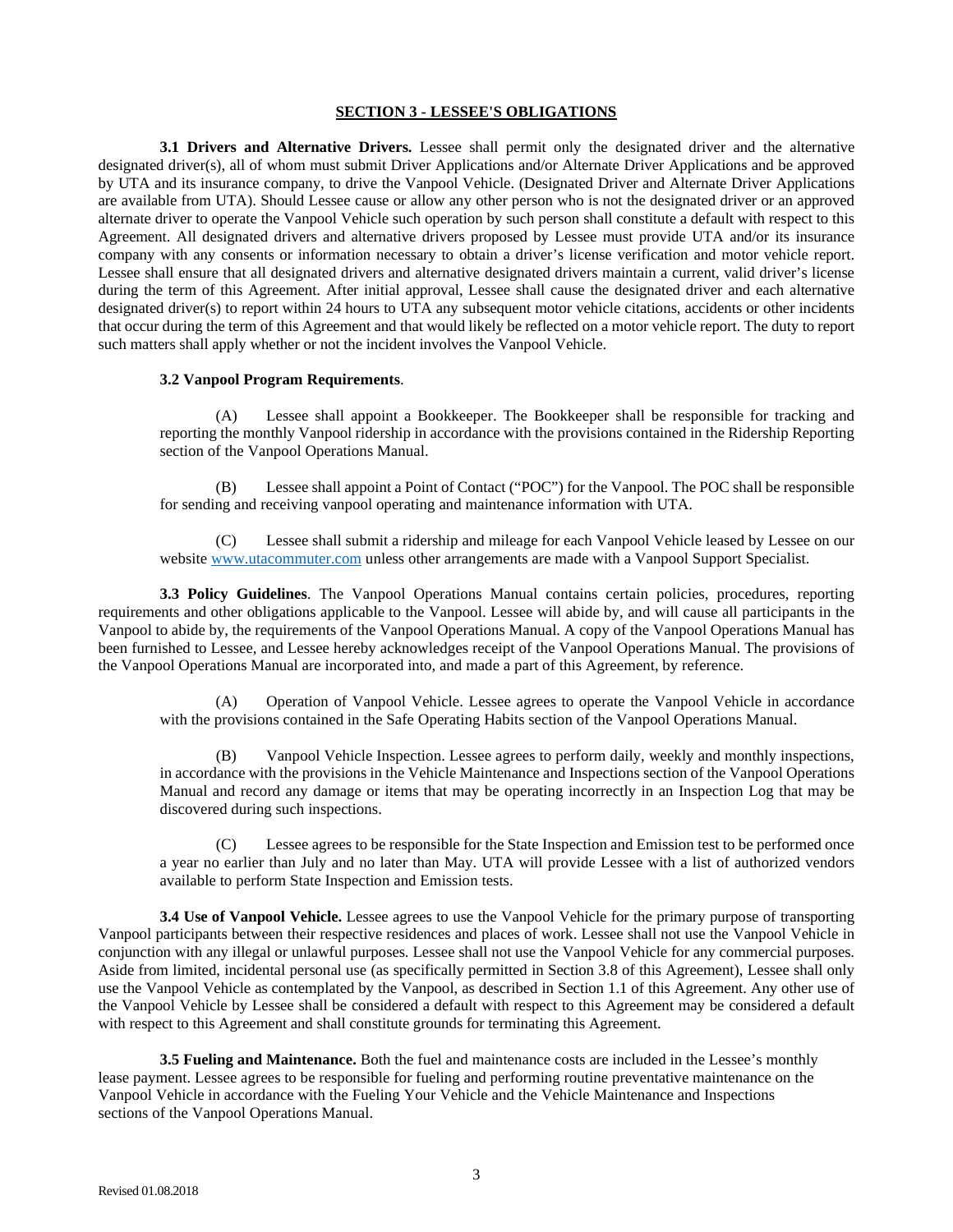## SECTION 3 - LESSEE'S OBLIGATIONS

**3.1 Drivers and Alternative Drivers.** Lessee shall permit only the designated driver and the alternative designated driver(s), all of whom must submit Driver Applications and/or Alternate Driver Applications and be approved by UTA and its insurance company, to drive the Vanpool Vehicle. (Designated Driver and Alternate Driver Applications are available from UTA). Should Lessee cause or allow any other person who is not the designated driver or an approved alternate driver to operate the Vanpool Vehicle such operation by such person shall constitute a default with respect to this Agreement. All designated drivers and alternative drivers proposed by Lessee must provide UTA and/or its insurance company with any consents or information necessary to obtain a driver's license verification and motor vehicle report. Lessee shall ensure that all designated drivers and alternative designated drivers maintain a current, valid driver's license during the term of this Agreement. After initial approval, Lessee shall cause the designated driver and each alternative designated driver(s) to report within 24 hours to UTA any subsequent motor vehicle citations, accidents or other incidents that occur during the term of this Agreement and that would likely be reflected on a motor vehicle report. The duty to report such matters shall apply whether or not the incident involves the Vanpool Vehicle.

**3.2 Vanpool Program Requirements**.

(A) Lessee shall appoint a Bookkeeper. The Bookkeeper shall be responsible for tracking and reporting the monthly Vanpool ridership in accordance with the provisions contained in the Ridership Reporting section of the Vanpool Operations Manual.

(B) Lessee shall appoint a Point of Contact ("POC") for the Vanpool. The POC shall be responsible for sending and receiving vanpool operating and maintenance information with UTA.

(C) Lessee shall submit a ridership and mileage for each Vanpool Vehicle leased by Lessee on our website www.utacommuter.com unless other arrangements are made with a Vanpool Support Specialist.

**3.3 Policy Guidelines**. The Vanpool Operations Manual contains certain policies, procedures, reporting requirements and other obligations applicable to the Vanpool. Lessee will abide by, and will cause all participants in the Vanpool to abide by, the requirements of the Vanpool Operations Manual. A copy of the Vanpool Operations Manual has been furnished to Lessee, and Lessee hereby acknowledges receipt of the Vanpool Operations Manual. The provisions of the Vanpool Operations Manual are incorporated into, and made a part of this Agreement, by reference.

(A) Operation of Vanpool Vehicle. Lessee agrees to operate the Vanpool Vehicle in accordance with the provisions contained in the Safe Operating Habits section of the Vanpool Operations Manual.

(B) Vanpool Vehicle Inspection. Lessee agrees to perform daily, weekly and monthly inspections, in accordance with the provisions in the Vehicle Maintenance and Inspections section of the Vanpool Operations Manual and record any damage or items that may be operating incorrectly in an Inspection Log that may be discovered during such inspections.

(C) Lessee agrees to be responsible for the State Inspection and Emission test to be performed once a year no earlier than July and no later than May. UTA will provide Lessee with a list of authorized vendors available to perform State Inspection and Emission tests.

**3.4 Use of Vanpool Vehicle.** Lessee agrees to use the Vanpool Vehicle for the primary purpose of transporting Vanpool participants between their respective residences and places of work. Lessee shall not use the Vanpool Vehicle in conjunction with any illegal or unlawful purposes. Lessee shall not use the Vanpool Vehicle for any commercial purposes. Aside from limited, incidental personal use (as specifically permitted in Section 3.8 of this Agreement), Lessee shall only use the Vanpool Vehicle as contemplated by the Vanpool, as described in Section 1.1 of this Agreement. Any other use of the Vanpool Vehicle by Lessee shall be considered a default with respect to this Agreement may be considered a default with respect to this Agreement and shall constitute grounds for terminating this Agreement.

**3.5 Fueling and Maintenance.** Both the fuel and maintenance costs are included in the Lessee's monthly lease payment. Lessee agrees to be responsible for fueling and performing routine preventative maintenance on the Vanpool Vehicle in accordance with the Fueling Your Vehicle and the Vehicle Maintenance and Inspections sections of the Vanpool Operations Manual.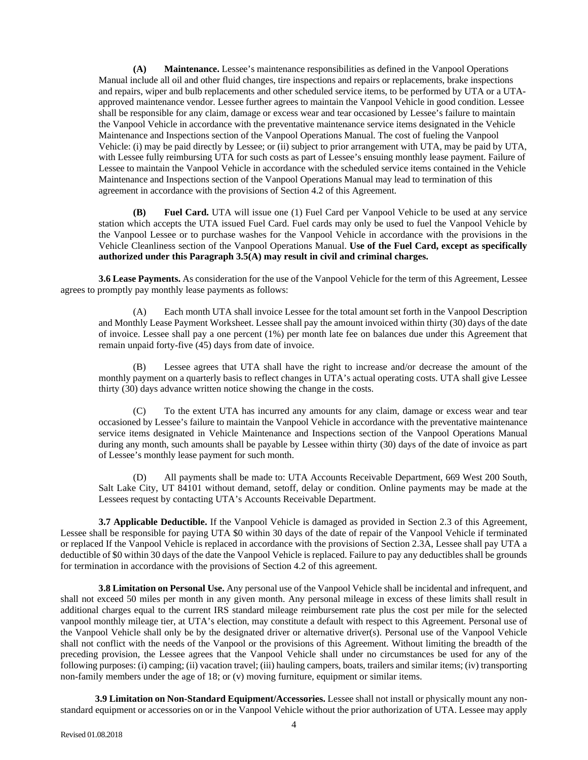**(A) Maintenance.** Lessee's maintenance responsibilities as defined in the Vanpool Operations Manual include all oil and other fluid changes, tire inspections and repairs or replacements, brake inspections and repairs, wiper and bulb replacements and other scheduled service items, to be performed by UTA or a UTA-approved maintenance vendor. Lessee further agrees to maintain the Vanpool Vehicle in good condition. Lessee shall be responsible for any claim, damage or excess wear and tear occasioned by Lessee's failure to maintain the Vanpool Vehicle in accordance with the preventative maintenance service items designated in the Vehicle Maintenance and Inspections section of the Vanpool Operations Manual. The cost of fueling the Vanpool Vehicle: (i) may be paid directly by Lessee; or (ii) subject to prior arrangement with UTA, may be paid by UTA, with Lessee fully reimbursing UTA for such costs as part of Lessee's ensuing monthly lease payment. Failure of Lessee to maintain the Vanpool Vehicle in accordance with the scheduled service items contained in the Vehicle Maintenance and Inspections section of the Vanpool Operations Manual may lead to termination of this agreement in accordance with the provisions of Section 4.2 of this Agreement.

**(B) Fuel Card.** UTA will issue one (1) Fuel Card per Vanpool Vehicle to be used at any service station which accepts the UTA issued Fuel Card. Fuel cards may only be used to fuel the Vanpool Vehicle by the Vanpool Lessee or to purchase washes for the Vanpool Vehicle in accordance with the provisions in the Vehicle Cleanliness section of the Vanpool Operations Manual. **Use of the Fuel Card, except as specifically authorized under this Paragraph 3.5(A) may result in civil and criminal charges.**

**3.6 Lease Payments.** As consideration for the use of the Vanpool Vehicle for the term of this Agreement, Lessee agrees to promptly pay monthly lease payments as follows:

(A) Each month UTA shall invoice Lessee for the total amount set forth in the Vanpool Description and Monthly Lease Payment Worksheet. Lessee shall pay the amount invoiced within thirty (30) days of the date of invoice. Lessee shall pay a one percent (1%) per month late fee on balances due under this Agreement that remain unpaid forty-five (45) days from date of invoice.

(B) Lessee agrees that UTA shall have the right to increase and/or decrease the amount of the monthly payment on a quarterly basis to reflect changes in UTA's actual operating costs. UTA shall give Lessee thirty (30) days advance written notice showing the change in the costs.

(C) To the extent UTA has incurred any amounts for any claim, damage or excess wear and tear occasioned by Lessee's failure to maintain the Vanpool Vehicle in accordance with the preventative maintenance service items designated in Vehicle Maintenance and Inspections section of the Vanpool Operations Manual during any month, such amounts shall be payable by Lessee within thirty (30) days of the date of invoice as part of Lessee's monthly lease payment for such month.

(D) All payments shall be made to: UTA Accounts Receivable Department, 669 West 200 South, Salt Lake City, UT 84101 without demand, setoff, delay or condition. Online payments may be made at the Lessees request by contacting UTA's Accounts Receivable Department.

**3.7 Applicable Deductible.** If the Vanpool Vehicle is damaged as provided in Section 2.3 of this Agreement, Lessee shall be responsible for paying UTA $0 within 30 days of the date of repair of the Vanpool Vehicle if terminated or replaced If the Vanpool Vehicle is replaced in accordance with the provisions of Section 2.3A, Lessee shall pay UTA a deductible of $0 within 30 days of the date the Vanpool Vehicle is replaced. Failure to pay any deductibles shall be grounds for termination in accordance with the provisions of Section 4.2 of this agreement.

**3.8 Limitation on Personal Use.** Any personal use of the Vanpool Vehicle shall be incidental and infrequent, and shall not exceed 50 miles per month in any given month. Any personal mileage in excess of these limits shall result in additional charges equal to the current IRS standard mileage reimbursement rate plus the cost per mile for the selected vanpool monthly mileage tier, at UTA's election, may constitute a default with respect to this Agreement. Personal use of the Vanpool Vehicle shall only be by the designated driver or alternative driver(s). Personal use of the Vanpool Vehicle shall not conflict with the needs of the Vanpool or the provisions of this Agreement. Without limiting the breadth of the preceding provision, the Lessee agrees that the Vanpool Vehicle shall under no circumstances be used for any of the following purposes: (i) camping; (ii) vacation travel; (iii) hauling campers, boats, trailers and similar items; (iv) transporting non-family members under the age of 18; or (v) moving furniture, equipment or similar items.

**3.9 Limitation on Non-Standard Equipment/Accessories.** Lessee shall not install or physically mount any non-standard equipment or accessories on or in the Vanpool Vehicle without the prior authorization of UTA. Lessee may apply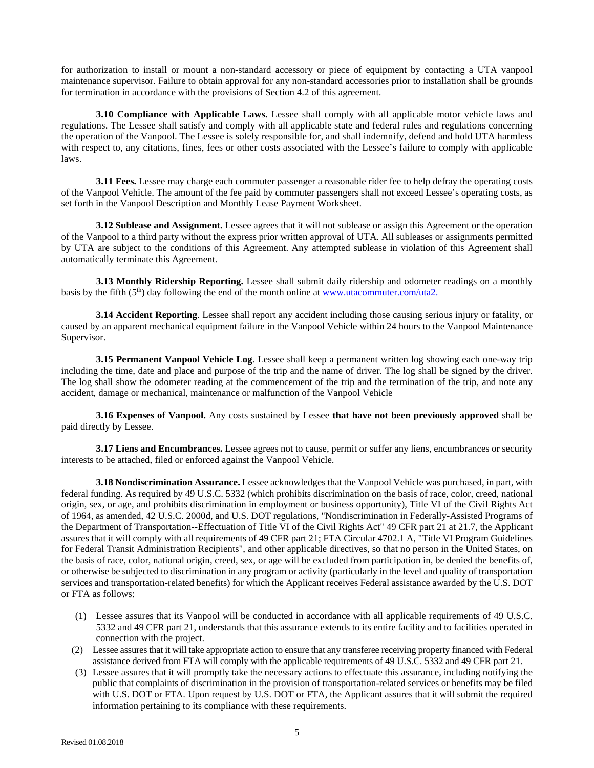for authorization to install or mount a non-standard accessory or piece of equipment by contacting a UTA vanpool maintenance supervisor. Failure to obtain approval for any non-standard accessories prior to installation shall be grounds for termination in accordance with the provisions of Section 4.2 of this agreement.

**3.10 Compliance with Applicable Laws.** Lessee shall comply with all applicable motor vehicle laws and regulations. The Lessee shall satisfy and comply with all applicable state and federal rules and regulations concerning the operation of the Vanpool. The Lessee is solely responsible for, and shall indemnify, defend and hold UTA harmless with respect to, any citations, fines, fees or other costs associated with the Lessee's failure to comply with applicable laws.

**3.11 Fees.** Lessee may charge each commuter passenger a reasonable rider fee to help defray the operating costs of the Vanpool Vehicle. The amount of the fee paid by commuter passengers shall not exceed Lessee's operating costs, as set forth in the Vanpool Description and Monthly Lease Payment Worksheet.

**3.12 Sublease and Assignment.** Lessee agrees that it will not sublease or assign this Agreement or the operation of the Vanpool to a third party without the express prior written approval of UTA. All subleases or assignments permitted by UTA are subject to the conditions of this Agreement. Any attempted sublease in violation of this Agreement shall automatically terminate this Agreement.

**3.13 Monthly Ridership Reporting.** Lessee shall submit daily ridership and odometer readings on a monthly basis by the fifth (5th) day following the end of the month online at www.utacommuter.com/uta2.

**3.14 Accident Reporting**. Lessee shall report any accident including those causing serious injury or fatality, or caused by an apparent mechanical equipment failure in the Vanpool Vehicle within 24 hours to the Vanpool Maintenance Supervisor.

**3.15 Permanent Vanpool Vehicle Log**. Lessee shall keep a permanent written log showing each one-way trip including the time, date and place and purpose of the trip and the name of driver. The log shall be signed by the driver. The log shall show the odometer reading at the commencement of the trip and the termination of the trip, and note any accident, damage or mechanical, maintenance or malfunction of the Vanpool Vehicle

**3.16 Expenses of Vanpool.** Any costs sustained by Lessee **that have not been previously approved** shall be paid directly by Lessee.

**3.17 Liens and Encumbrances.** Lessee agrees not to cause, permit or suffer any liens, encumbrances or security interests to be attached, filed or enforced against the Vanpool Vehicle.

**3.18 Nondiscrimination Assurance.** Lessee acknowledges that the Vanpool Vehicle was purchased, in part, with federal funding. As required by 49 U.S.C. 5332 (which prohibits discrimination on the basis of race, color, creed, national origin, sex, or age, and prohibits discrimination in employment or business opportunity), Title VI of the Civil Rights Act of 1964, as amended, 42 U.S.C. 2000d, and U.S. DOT regulations, "Nondiscrimination in Federally-Assisted Programs of the Department of Transportation--Effectuation of Title VI of the Civil Rights Act" 49 CFR part 21 at 21.7, the Applicant assures that it will comply with all requirements of 49 CFR part 21; FTA Circular 4702.1 A, "Title VI Program Guidelines for Federal Transit Administration Recipients", and other applicable directives, so that no person in the United States, on the basis of race, color, national origin, creed, sex, or age will be excluded from participation in, be denied the benefits of, or otherwise be subjected to discrimination in any program or activity (particularly in the level and quality of transportation services and transportation-related benefits) for which the Applicant receives Federal assistance awarded by the U.S. DOT or FTA as follows:

(1) Lessee assures that its Vanpool will be conducted in accordance with all applicable requirements of 49 U.S.C. 5332 and 49 CFR part 21, understands that this assurance extends to its entire facility and to facilities operated in connection with the project.

(2) Lessee assures that it will take appropriate action to ensure that any transferee receiving property financed with Federal assistance derived from FTA will comply with the applicable requirements of 49 U.S.C. 5332 and 49 CFR part 21.

(3) Lessee assures that it will promptly take the necessary actions to effectuate this assurance, including notifying the public that complaints of discrimination in the provision of transportation-related services or benefits may be filed with U.S. DOT or FTA. Upon request by U.S. DOT or FTA, the Applicant assures that it will submit the required information pertaining to its compliance with these requirements.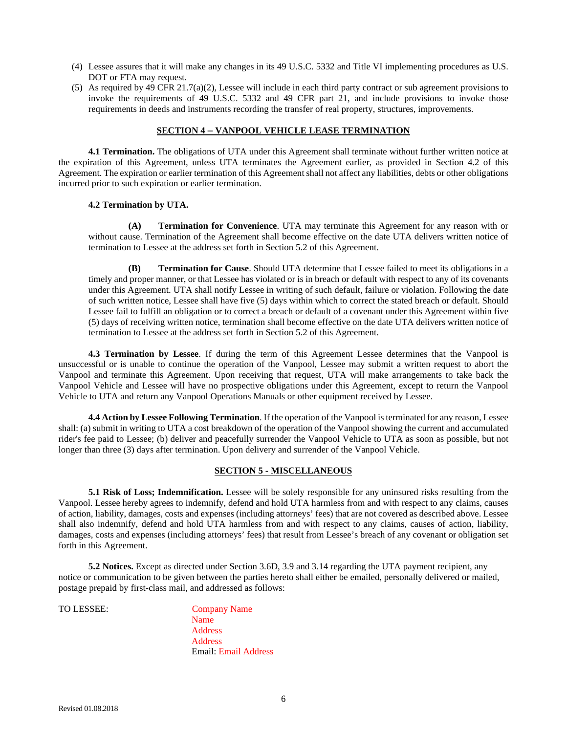(4) Lessee assures that it will make any changes in its 49 U.S.C. 5332 and Title VI implementing procedures as U.S. DOT or FTA may request.

(5) As required by 49 CFR 21.7(a)(2), Lessee will include in each third party contract or sub agreement provisions to invoke the requirements of 49 U.S.C. 5332 and 49 CFR part 21, and include provisions to invoke those requirements in deeds and instruments recording the transfer of real property, structures, improvements.

## SECTION 4 – VANPOOL VEHICLE LEASE TERMINATION

**4.1 Termination.** The obligations of UTA under this Agreement shall terminate without further written notice at the expiration of this Agreement, unless UTA terminates the Agreement earlier, as provided in Section 4.2 of this Agreement. The expiration or earlier termination of this Agreement shall not affect any liabilities, debts or other obligations incurred prior to such expiration or earlier termination.

**4.2 Termination by UTA.**

**(A) Termination for Convenience**. UTA may terminate this Agreement for any reason with or without cause. Termination of the Agreement shall become effective on the date UTA delivers written notice of termination to Lessee at the address set forth in Section 5.2 of this Agreement.

**(B) Termination for Cause**. Should UTA determine that Lessee failed to meet its obligations in a timely and proper manner, or that Lessee has violated or is in breach or default with respect to any of its covenants under this Agreement. UTA shall notify Lessee in writing of such default, failure or violation. Following the date of such written notice, Lessee shall have five (5) days within which to correct the stated breach or default. Should Lessee fail to fulfill an obligation or to correct a breach or default of a covenant under this Agreement within five (5) days of receiving written notice, termination shall become effective on the date UTA delivers written notice of termination to Lessee at the address set forth in Section 5.2 of this Agreement.

**4.3 Termination by Lessee**. If during the term of this Agreement Lessee determines that the Vanpool is unsuccessful or is unable to continue the operation of the Vanpool, Lessee may submit a written request to abort the Vanpool and terminate this Agreement. Upon receiving that request, UTA will make arrangements to take back the Vanpool Vehicle and Lessee will have no prospective obligations under this Agreement, except to return the Vanpool Vehicle to UTA and return any Vanpool Operations Manuals or other equipment received by Lessee.

**4.4 Action by Lessee Following Termination**. If the operation of the Vanpool is terminated for any reason, Lessee shall: (a) submit in writing to UTA a cost breakdown of the operation of the Vanpool showing the current and accumulated rider's fee paid to Lessee; (b) deliver and peacefully surrender the Vanpool Vehicle to UTA as soon as possible, but not longer than three (3) days after termination. Upon delivery and surrender of the Vanpool Vehicle.

## SECTION 5 - MISCELLANEOUS

**5.1 Risk of Loss; Indemnification.** Lessee will be solely responsible for any uninsured risks resulting from the Vanpool. Lessee hereby agrees to indemnify, defend and hold UTA harmless from and with respect to any claims, causes of action, liability, damages, costs and expenses (including attorneys' fees) that are not covered as described above. Lessee shall also indemnify, defend and hold UTA harmless from and with respect to any claims, causes of action, liability, damages, costs and expenses (including attorneys' fees) that result from Lessee's breach of any covenant or obligation set forth in this Agreement.

**5.2 Notices.** Except as directed under Section 3.6D, 3.9 and 3.14 regarding the UTA payment recipient, any notice or communication to be given between the parties hereto shall either be emailed, personally delivered or mailed, postage prepaid by first-class mail, and addressed as follows:

TO LESSEE:

Company Name
Name
Address
Address
Email: Email Address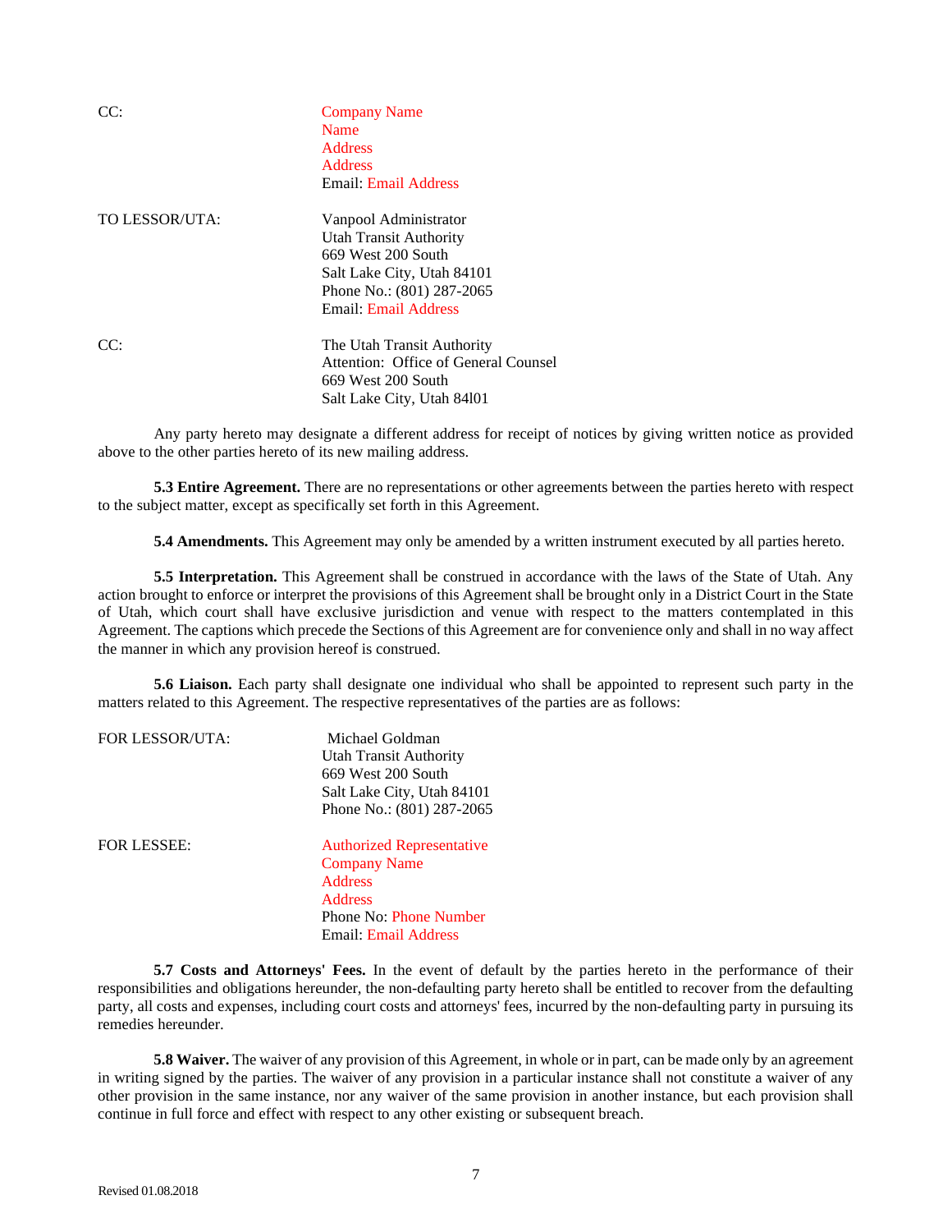CC: Company Name
Name
Address
Address
Email: Email Address

TO LESSOR/UTA: Vanpool Administrator
Utah Transit Authority
669 West 200 South
Salt Lake City, Utah 84101
Phone No.: (801) 287-2065
Email: Email Address

CC: The Utah Transit Authority
Attention: Office of General Counsel
669 West 200 South
Salt Lake City, Utah 84l01

Any party hereto may designate a different address for receipt of notices by giving written notice as provided above to the other parties hereto of its new mailing address.

**5.3 Entire Agreement.** There are no representations or other agreements between the parties hereto with respect to the subject matter, except as specifically set forth in this Agreement.

**5.4 Amendments.** This Agreement may only be amended by a written instrument executed by all parties hereto.

**5.5 Interpretation.** This Agreement shall be construed in accordance with the laws of the State of Utah. Any action brought to enforce or interpret the provisions of this Agreement shall be brought only in a District Court in the State of Utah, which court shall have exclusive jurisdiction and venue with respect to the matters contemplated in this Agreement. The captions which precede the Sections of this Agreement are for convenience only and shall in no way affect the manner in which any provision hereof is construed.

**5.6 Liaison.** Each party shall designate one individual who shall be appointed to represent such party in the matters related to this Agreement. The respective representatives of the parties are as follows:

FOR LESSOR/UTA: Michael Goldman
Utah Transit Authority
669 West 200 South
Salt Lake City, Utah 84101
Phone No.: (801) 287-2065

FOR LESSEE: Authorized Representative
Company Name
Address
Address
Phone No: Phone Number
Email: Email Address

**5.7 Costs and Attorneys' Fees.** In the event of default by the parties hereto in the performance of their responsibilities and obligations hereunder, the non-defaulting party hereto shall be entitled to recover from the defaulting party, all costs and expenses, including court costs and attorneys' fees, incurred by the non-defaulting party in pursuing its remedies hereunder.

**5.8 Waiver.** The waiver of any provision of this Agreement, in whole or in part, can be made only by an agreement in writing signed by the parties. The waiver of any provision in a particular instance shall not constitute a waiver of any other provision in the same instance, nor any waiver of the same provision in another instance, but each provision shall continue in full force and effect with respect to any other existing or subsequent breach.

Revised 01.08.2018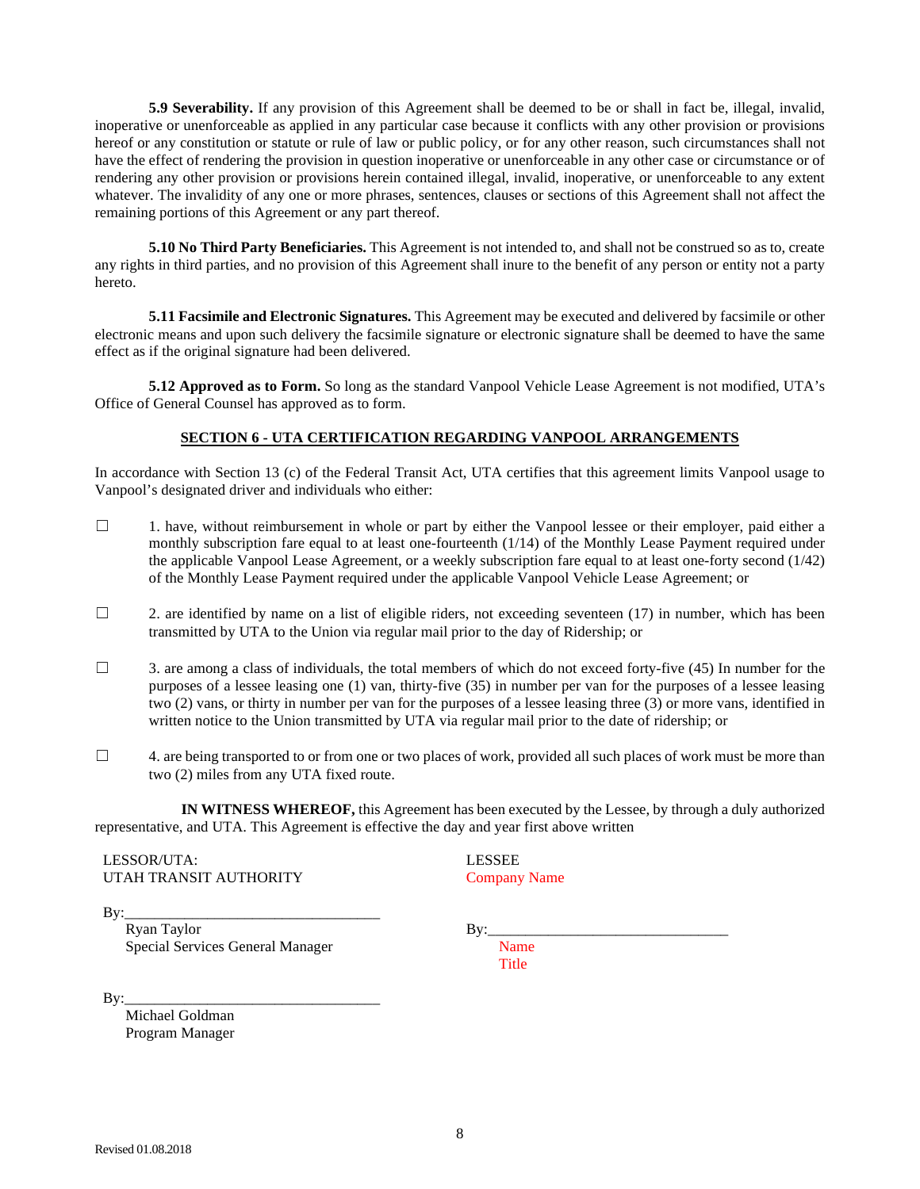**5.9 Severability.** If any provision of this Agreement shall be deemed to be or shall in fact be, illegal, invalid, inoperative or unenforceable as applied in any particular case because it conflicts with any other provision or provisions hereof or any constitution or statute or rule of law or public policy, or for any other reason, such circumstances shall not have the effect of rendering the provision in question inoperative or unenforceable in any other case or circumstance or of rendering any other provision or provisions herein contained illegal, invalid, inoperative, or unenforceable to any extent whatever. The invalidity of any one or more phrases, sentences, clauses or sections of this Agreement shall not affect the remaining portions of this Agreement or any part thereof.

**5.10 No Third Party Beneficiaries.** This Agreement is not intended to, and shall not be construed so as to, create any rights in third parties, and no provision of this Agreement shall inure to the benefit of any person or entity not a party hereto.

**5.11 Facsimile and Electronic Signatures.** This Agreement may be executed and delivered by facsimile or other electronic means and upon such delivery the facsimile signature or electronic signature shall be deemed to have the same effect as if the original signature had been delivered.

**5.12 Approved as to Form.** So long as the standard Vanpool Vehicle Lease Agreement is not modified, UTA's Office of General Counsel has approved as to form.

## SECTION 6 - UTA CERTIFICATION REGARDING VANPOOL ARRANGEMENTS

In accordance with Section 13 (c) of the Federal Transit Act, UTA certifies that this agreement limits Vanpool usage to Vanpool's designated driver and individuals who either:

☐ 1. have, without reimbursement in whole or part by either the Vanpool lessee or their employer, paid either a monthly subscription fare equal to at least one-fourteenth (1/14) of the Monthly Lease Payment required under the applicable Vanpool Lease Agreement, or a weekly subscription fare equal to at least one-forty second (1/42) of the Monthly Lease Payment required under the applicable Vanpool Vehicle Lease Agreement; or

☐ 2. are identified by name on a list of eligible riders, not exceeding seventeen (17) in number, which has been transmitted by UTA to the Union via regular mail prior to the day of Ridership; or

☐ 3. are among a class of individuals, the total members of which do not exceed forty-five (45) In number for the purposes of a lessee leasing one (1) van, thirty-five (35) in number per van for the purposes of a lessee leasing two (2) vans, or thirty in number per van for the purposes of a lessee leasing three (3) or more vans, identified in written notice to the Union transmitted by UTA via regular mail prior to the date of ridership; or

☐ 4. are being transported to or from one or two places of work, provided all such places of work must be more than two (2) miles from any UTA fixed route.

**IN WITNESS WHEREOF,** this Agreement has been executed by the Lessee, by through a duly authorized representative, and UTA. This Agreement is effective the day and year first above written

LESSOR/UTA:
UTAH TRANSIT AUTHORITY

By:_________________________________
Ryan Taylor
Special Services General Manager

By:_________________________________
Michael Goldman
Program Manager

LESSEE
Company Name

By:_________________________________
Name
Title

Revised 01.08.2018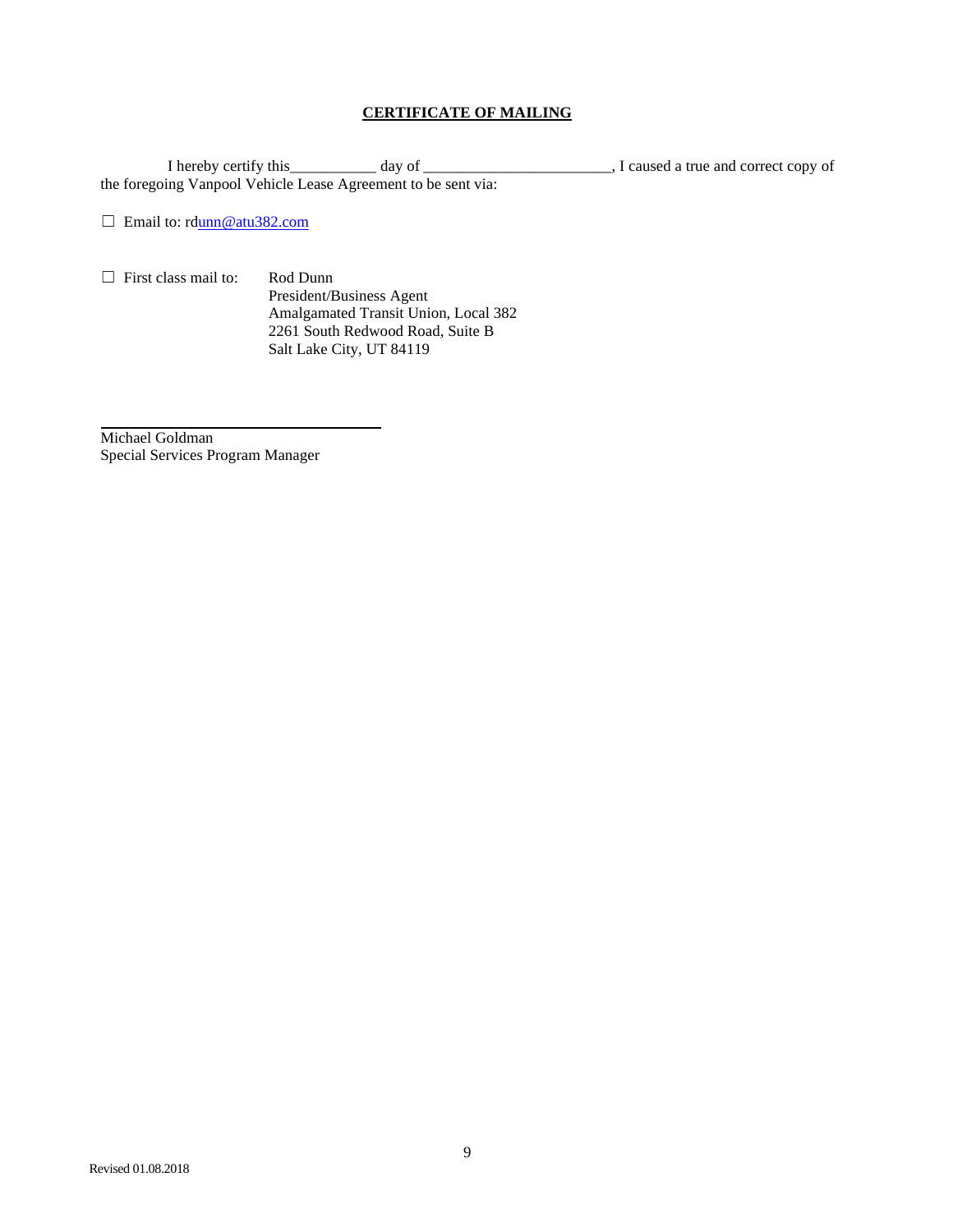**CERTIFICATE OF MAILING**

I hereby certify this___________ day of ________________________, I caused a true and correct copy of the foregoing Vanpool Vehicle Lease Agreement to be sent via:

☐ Email to: rdunn@atu382.com

☐ First class mail to: Rod Dunn
President/Business Agent
Amalgamated Transit Union, Local 382
2261 South Redwood Road, Suite B
Salt Lake City, UT 84119

___________________________________
Michael Goldman
Special Services Program Manager

Revised 01.08.2018